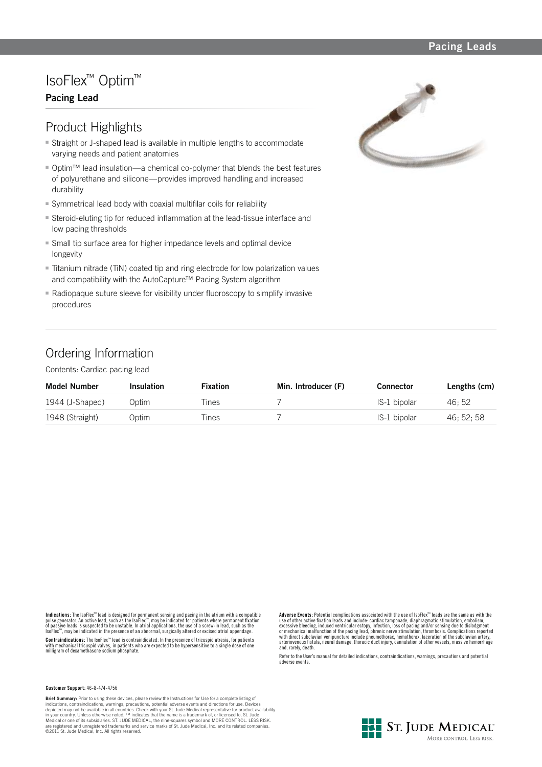# IsoFlex™ Optim™

**Pacing Lead**

## Product Highlights

- Straight or J-shaped lead is available in multiple lengths to accommodate varying needs and patient anatomies
- Optim™ lead insulation—a chemical co-polymer that blends the best features of polyurethane and silicone—provides improved handling and increased durability
- Symmetrical lead body with coaxial multifilar coils for reliability
- Steroid-eluting tip for reduced inflammation at the lead-tissue interface and low pacing thresholds
- Small tip surface area for higher impedance levels and optimal device longevity
- Titanium nitrade (TiN) coated tip and ring electrode for low polarization values and compatibility with the AutoCapture™ Pacing System algorithm
- Radiopaque suture sleeve for visibility under fluoroscopy to simplify invasive procedures

## Ordering Information

Contents: Cardiac pacing lead

| Model Number | Insulation | Fixation | Min. Introducer (F) | Connector | Lengths (cm) |
|---|---|---|---|---|---|
| 1944 (J-Shaped) | Optim | Tines | 7 | IS-1 bipolar | 46; 52 |
| 1948 (Straight) | Optim | Tines | 7 | IS-1 bipolar | 46; 52; 58 |

**Indications:** The IsoFlex™ lead is designed for permanent sensing and pacing in the atrium with a compatible pulse generator. An active lead, such as the IsoFlex™, may be indicated for patients where permanent fixation of passive leads is suspected to be unstable. In atrial applications, the use of a screw-in lead, such as the IsoFlex™, may be indicated in the presence of an abnormal, surgically altered or excised atrial appendage.

**Contraindications:** The IsoFlex™ lead is contraindicated: In the presence of tricuspid atresia, for patients with mechanical tricuspid valves, in patients who are expected to be hypersensitive to a single dose of one milligram of dexamethasone sodium phosphate.

**Adverse Events:** Potential complications associated with the use of IsoFlex™ leads are the same as with the use of other active fixation leads and include: cardiac tamponade, diaphragmatic stimulation, embolism, excessive bleeding, induced ventricular ectopy, infection, loss of pacing and/or sensing due to dislodgment or mechanical malfunction of the pacing lead, phrenic nerve stimulation, thrombosis. Complications reported with direct subclavian venipuncture include pneumothorax, hemothorax, laceration of the subclavian artery, arteriovenous fistula, neural damage, thoracic duct injury, cannulation of other vessels, massive hemorrhage and, rarely, death.

Refer to the User's manual for detailed indications, contraindications, warnings, precautions and potential adverse events.

**Customer Support:** 46-8-474-4756

**Brief Summary:** Prior to using these devices, please review the Instructions for Use for a complete listing of indications, contraindications, warnings, precautions, potential adverse events and directions for use. Devices depicted may not be available in all countries. Check with your St. Jude Medical representative for product availability in your country. Unless otherwise noted, ™ indicates that the name is a trademark of, or licensed to, St. Jude Medical or one of its subsidiaries. ST. JUDE MEDICAL, the nine-squares symbol and MORE CONTROL. LESS RISK. are registered and unregistered trademarks and service marks of St. Jude Medical, Inc. and its related companies. ©2011 St. Jude Medical, Inc. All rights reserved.

ST. JUDE MEDICAL™
MORE CONTROL. LESS RISK.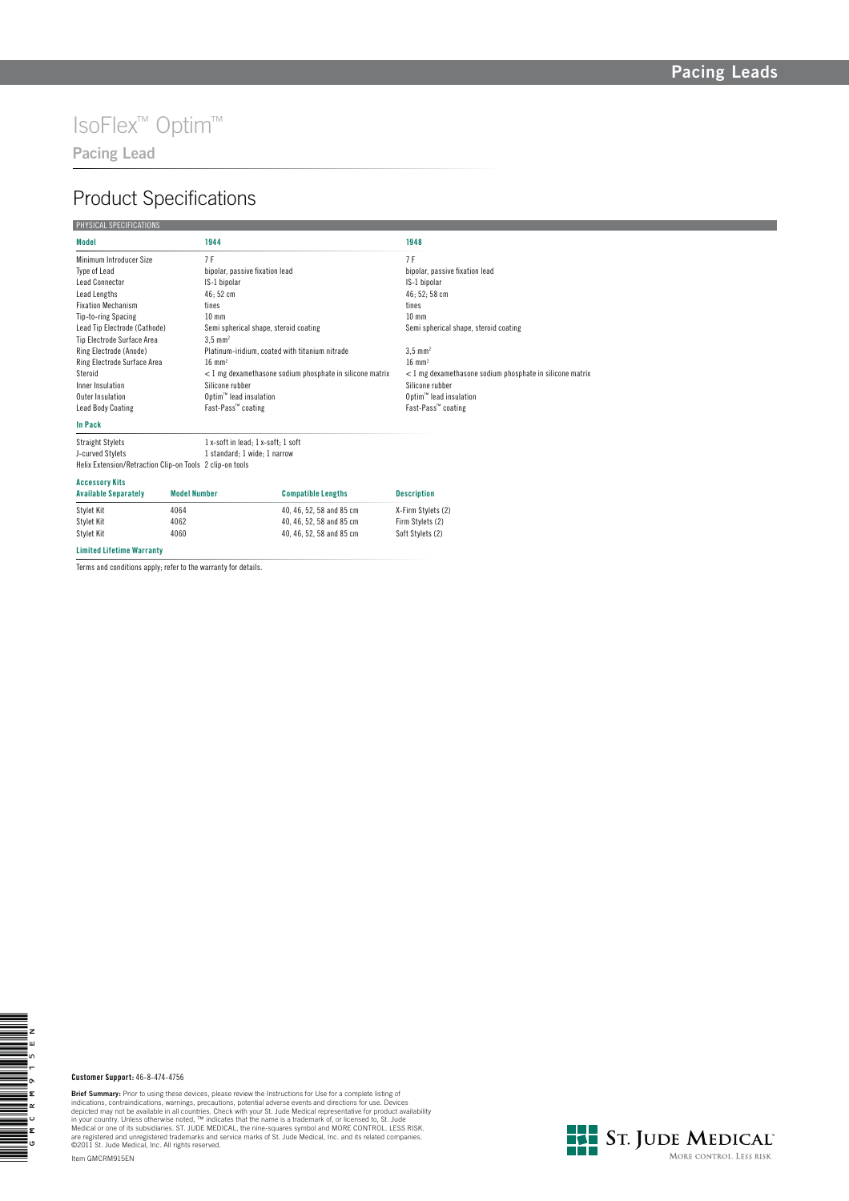# IsoFlex™ Optim™

## Pacing Lead

## Product Specifications

PHYSICAL SPECIFICATIONS

| Model | 1944 | 1948 |
|---|---|---|
| Minimum Introducer Size | 7 F | 7 F |
| Type of Lead | bipolar, passive fixation lead | bipolar, passive fixation lead |
| Lead Connector | IS-1 bipolar | IS-1 bipolar |
| Lead Lengths | 46; 52 cm | 46; 52; 58 cm |
| Fixation Mechanism | tines | tines |
| Tip-to-ring Spacing | 10 mm | 10 mm |
| Lead Tip Electrode (Cathode) | Semi spherical shape, steroid coating | Semi spherical shape, steroid coating |
| Tip Electrode Surface Area | 3,5 mm² | |
| Ring Electrode (Anode) | Platinum-iridium, coated with titanium nitrade | 3,5 mm² |
| Ring Electrode Surface Area | 16 mm² | 16 mm² |
| Steroid | < 1 mg dexamethasone sodium phosphate in silicone matrix | < 1 mg dexamethasone sodium phosphate in silicone matrix |
| Inner Insulation | Silicone rubber | Silicone rubber |
| Outer Insulation | Optim™ lead insulation | Optim™ lead insulation |
| Lead Body Coating | Fast-Pass™ coating | Fast-Pass™ coating |

**In Pack**

| | |
|---|---|
| Straight Stylets | 1 x-soft in lead; 1 x-soft; 1 soft |
| J-curved Stylets | 1 standard; 1 wide; 1 narrow |
| Helix Extension/Retraction Clip-on Tools | 2 clip-on tools |

**Accessory Kits**

| Available Separately | Model Number | Compatible Lengths | Description |
|---|---|---|---|
| Stylet Kit | 4064 | 40, 46, 52, 58 and 85 cm | X-Firm Stylets (2) |
| Stylet Kit | 4062 | 40, 46, 52, 58 and 85 cm | Firm Stylets (2) |
| Stylet Kit | 4060 | 40, 46, 52, 58 and 85 cm | Soft Stylets (2) |

**Limited Lifetime Warranty**

Terms and conditions apply; refer to the warranty for details.

**Customer Support:** 46-8-474-4756

**Brief Summary:** Prior to using these devices, please review the Instructions for Use for a complete listing of indications, contraindications, warnings, precautions, potential adverse events and directions for use. Devices depicted may not be available in all countries. Check with your St. Jude Medical representative for product availability in your country. Unless otherwise noted, ™ indicates that the name is a trademark of, or licensed to, St. Jude Medical or one of its subsidiaries. ST. JUDE MEDICAL, the nine-squares symbol and MORE CONTROL. LESS RISK. are registered and unregistered trademarks and service marks of St. Jude Medical, Inc. and its related companies. ©2011 St. Jude Medical, Inc. All rights reserved.

Item GMCRM915EN

ST. JUDE MEDICAL™
MORE CONTROL. LESS RISK.